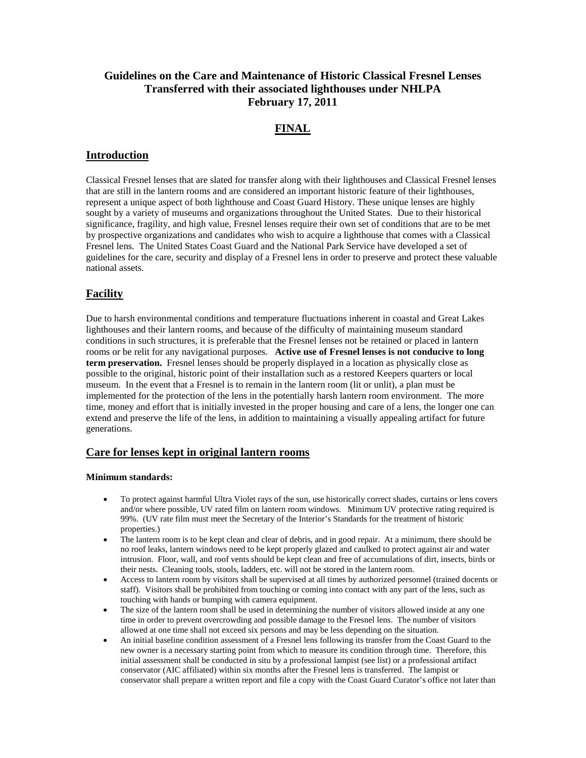# Guidelines on the Care and Maintenance of Historic Classical Fresnel Lenses Transferred with their associated lighthouses under NHLPA February 17, 2011

## FINAL

## Introduction

Classical Fresnel lenses that are slated for transfer along with their lighthouses and Classical Fresnel lenses that are still in the lantern rooms and are considered an important historic feature of their lighthouses, represent a unique aspect of both lighthouse and Coast Guard History. These unique lenses are highly sought by a variety of museums and organizations throughout the United States. Due to their historical significance, fragility, and high value, Fresnel lenses require their own set of conditions that are to be met by prospective organizations and candidates who wish to acquire a lighthouse that comes with a Classical Fresnel lens. The United States Coast Guard and the National Park Service have developed a set of guidelines for the care, security and display of a Fresnel lens in order to preserve and protect these valuable national assets.

## Facility

Due to harsh environmental conditions and temperature fluctuations inherent in coastal and Great Lakes lighthouses and their lantern rooms, and because of the difficulty of maintaining museum standard conditions in such structures, it is preferable that the Fresnel lenses not be retained or placed in lantern rooms or be relit for any navigational purposes. **Active use of Fresnel lenses is not conducive to long term preservation.** Fresnel lenses should be properly displayed in a location as physically close as possible to the original, historic point of their installation such as a restored Keepers quarters or local museum. In the event that a Fresnel is to remain in the lantern room (lit or unlit), a plan must be implemented for the protection of the lens in the potentially harsh lantern room environment. The more time, money and effort that is initially invested in the proper housing and care of a lens, the longer one can extend and preserve the life of the lens, in addition to maintaining a visually appealing artifact for future generations.

## Care for lenses kept in original lantern rooms

**Minimum standards:**

- To protect against harmful Ultra Violet rays of the sun, use historically correct shades, curtains or lens covers and/or where possible, UV rated film on lantern room windows. Minimum UV protective rating required is 99%. (UV rate film must meet the Secretary of the Interior's Standards for the treatment of historic properties.)
- The lantern room is to be kept clean and clear of debris, and in good repair. At a minimum, there should be no roof leaks, lantern windows need to be kept properly glazed and caulked to protect against air and water intrusion. Floor, wall, and roof vents should be kept clean and free of accumulations of dirt, insects, birds or their nests. Cleaning tools, stools, ladders, etc. will not be stored in the lantern room.
- Access to lantern room by visitors shall be supervised at all times by authorized personnel (trained docents or staff). Visitors shall be prohibited from touching or coming into contact with any part of the lens, such as touching with hands or bumping with camera equipment.
- The size of the lantern room shall be used in determining the number of visitors allowed inside at any one time in order to prevent overcrowding and possible damage to the Fresnel lens. The number of visitors allowed at one time shall not exceed six persons and may be less depending on the situation.
- An initial baseline condition assessment of a Fresnel lens following its transfer from the Coast Guard to the new owner is a necessary starting point from which to measure its condition through time. Therefore, this initial assessment shall be conducted in situ by a professional lampist (see list) or a professional artifact conservator (AIC affiliated) within six months after the Fresnel lens is transferred. The lampist or conservator shall prepare a written report and file a copy with the Coast Guard Curator's office not later than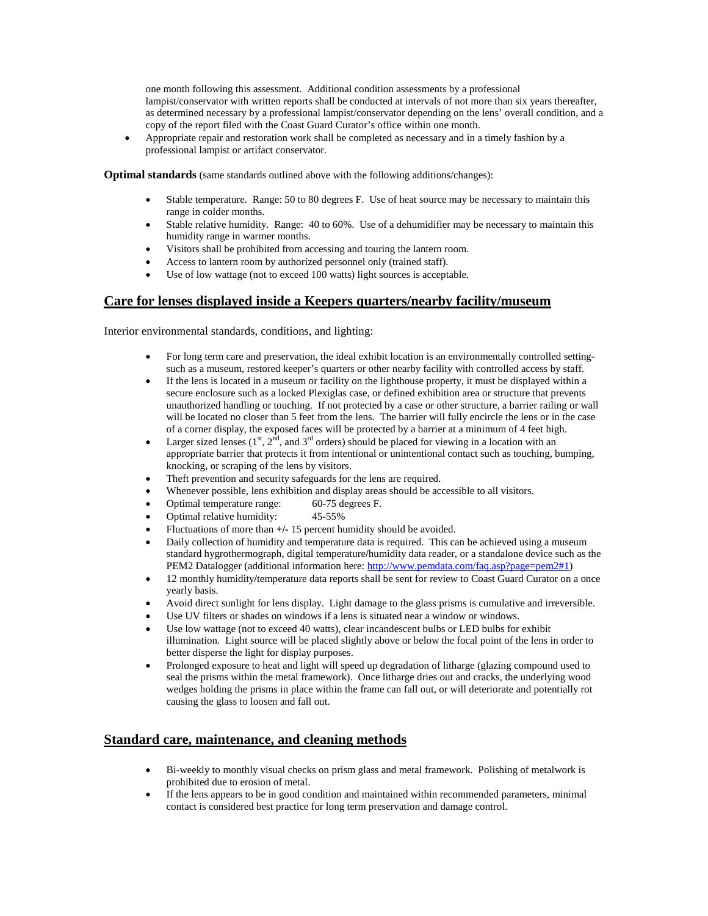one month following this assessment. Additional condition assessments by a professional lampist/conservator with written reports shall be conducted at intervals of not more than six years thereafter, as determined necessary by a professional lampist/conservator depending on the lens' overall condition, and a copy of the report filed with the Coast Guard Curator's office within one month.

- Appropriate repair and restoration work shall be completed as necessary and in a timely fashion by a professional lampist or artifact conservator.

**Optimal standards** (same standards outlined above with the following additions/changes):

- Stable temperature. Range: 50 to 80 degrees F. Use of heat source may be necessary to maintain this range in colder months.
- Stable relative humidity. Range: 40 to 60%. Use of a dehumidifier may be necessary to maintain this humidity range in warmer months.
- Visitors shall be prohibited from accessing and touring the lantern room.
- Access to lantern room by authorized personnel only (trained staff).
- Use of low wattage (not to exceed 100 watts) light sources is acceptable.

## Care for lenses displayed inside a Keepers quarters/nearby facility/museum

Interior environmental standards, conditions, and lighting:

- For long term care and preservation, the ideal exhibit location is an environmentally controlled setting- such as a museum, restored keeper's quarters or other nearby facility with controlled access by staff.
- If the lens is located in a museum or facility on the lighthouse property, it must be displayed within a secure enclosure such as a locked Plexiglas case, or defined exhibition area or structure that prevents unauthorized handling or touching. If not protected by a case or other structure, a barrier railing or wall will be located no closer than 5 feet from the lens. The barrier will fully encircle the lens or in the case of a corner display, the exposed faces will be protected by a barrier at a minimum of 4 feet high.
- Larger sized lenses (1st, 2nd, and 3rd orders) should be placed for viewing in a location with an appropriate barrier that protects it from intentional or unintentional contact such as touching, bumping, knocking, or scraping of the lens by visitors.
- Theft prevention and security safeguards for the lens are required.
- Whenever possible, lens exhibition and display areas should be accessible to all visitors.
- Optimal temperature range: 60-75 degrees F.
- Optimal relative humidity: 45-55%
- Fluctuations of more than +/- 15 percent humidity should be avoided.
- Daily collection of humidity and temperature data is required. This can be achieved using a museum standard hygrothermograph, digital temperature/humidity data reader, or a standalone device such as the PEM2 Datalogger (additional information here: http://www.pemdata.com/faq.asp?page=pem2#1)
- 12 monthly humidity/temperature data reports shall be sent for review to Coast Guard Curator on a once yearly basis.
- Avoid direct sunlight for lens display. Light damage to the glass prisms is cumulative and irreversible.
- Use UV filters or shades on windows if a lens is situated near a window or windows.
- Use low wattage (not to exceed 40 watts), clear incandescent bulbs or LED bulbs for exhibit illumination. Light source will be placed slightly above or below the focal point of the lens in order to better disperse the light for display purposes.
- Prolonged exposure to heat and light will speed up degradation of litharge (glazing compound used to seal the prisms within the metal framework). Once litharge dries out and cracks, the underlying wood wedges holding the prisms in place within the frame can fall out, or will deteriorate and potentially rot causing the glass to loosen and fall out.

## Standard care, maintenance, and cleaning methods

- Bi-weekly to monthly visual checks on prism glass and metal framework. Polishing of metalwork is prohibited due to erosion of metal.
- If the lens appears to be in good condition and maintained within recommended parameters, minimal contact is considered best practice for long term preservation and damage control.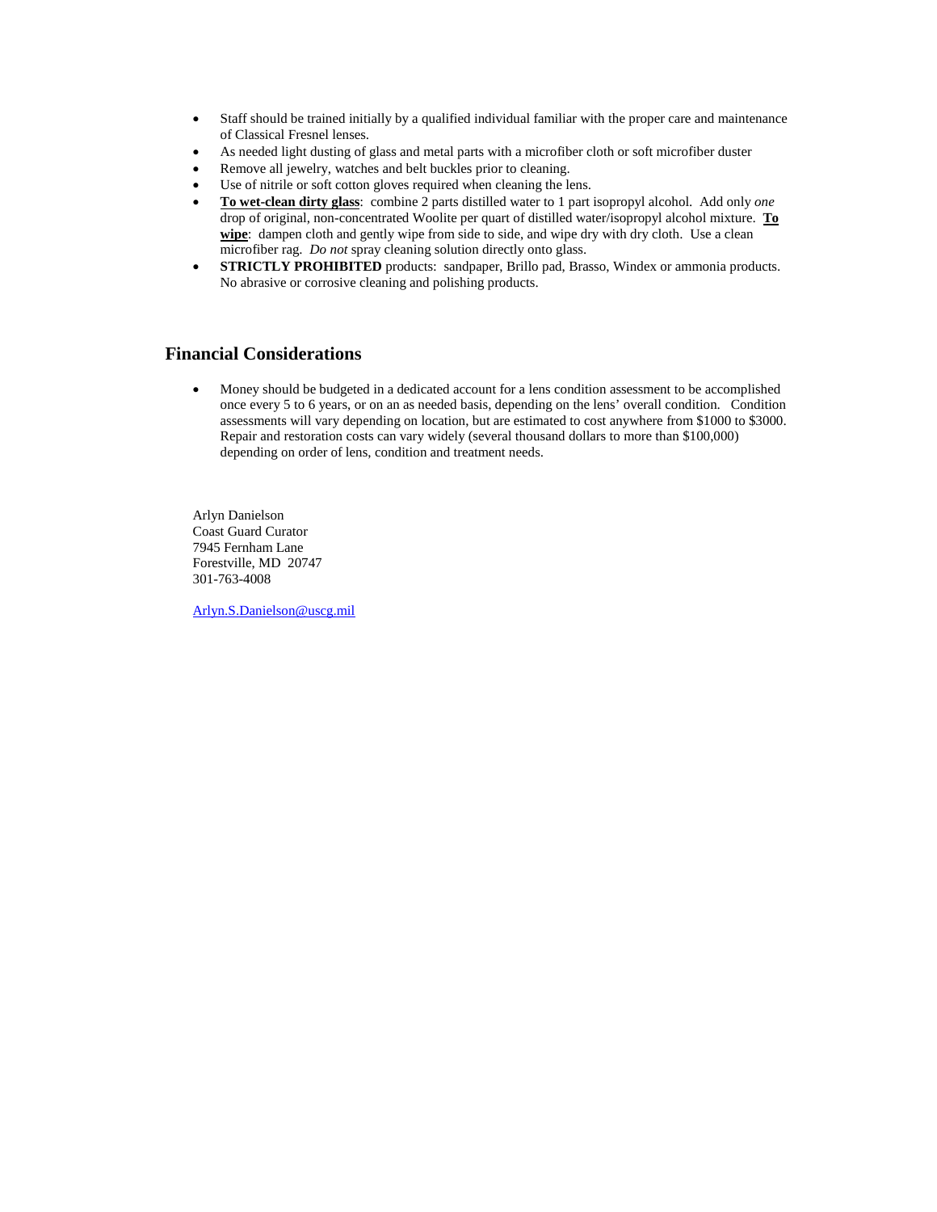- Staff should be trained initially by a qualified individual familiar with the proper care and maintenance of Classical Fresnel lenses.
- As needed light dusting of glass and metal parts with a microfiber cloth or soft microfiber duster
- Remove all jewelry, watches and belt buckles prior to cleaning.
- Use of nitrile or soft cotton gloves required when cleaning the lens.
- **<u>To wet-clean dirty glass</u>**: combine 2 parts distilled water to 1 part isopropyl alcohol. Add only *one* drop of original, non-concentrated Woolite per quart of distilled water/isopropyl alcohol mixture. **<u>To wipe</u>**: dampen cloth and gently wipe from side to side, and wipe dry with dry cloth. Use a clean microfiber rag. *Do not* spray cleaning solution directly onto glass.
- **STRICTLY PROHIBITED** products: sandpaper, Brillo pad, Brasso, Windex or ammonia products. No abrasive or corrosive cleaning and polishing products.

## Financial Considerations

- Money should be budgeted in a dedicated account for a lens condition assessment to be accomplished once every 5 to 6 years, or on an as needed basis, depending on the lens' overall condition. Condition assessments will vary depending on location, but are estimated to cost anywhere from $1000 to $3000. Repair and restoration costs can vary widely (several thousand dollars to more than $100,000) depending on order of lens, condition and treatment needs.

Arlyn Danielson
Coast Guard Curator
7945 Fernham Lane
Forestville, MD 20747
301-763-4008

Arlyn.S.Danielson@uscg.mil